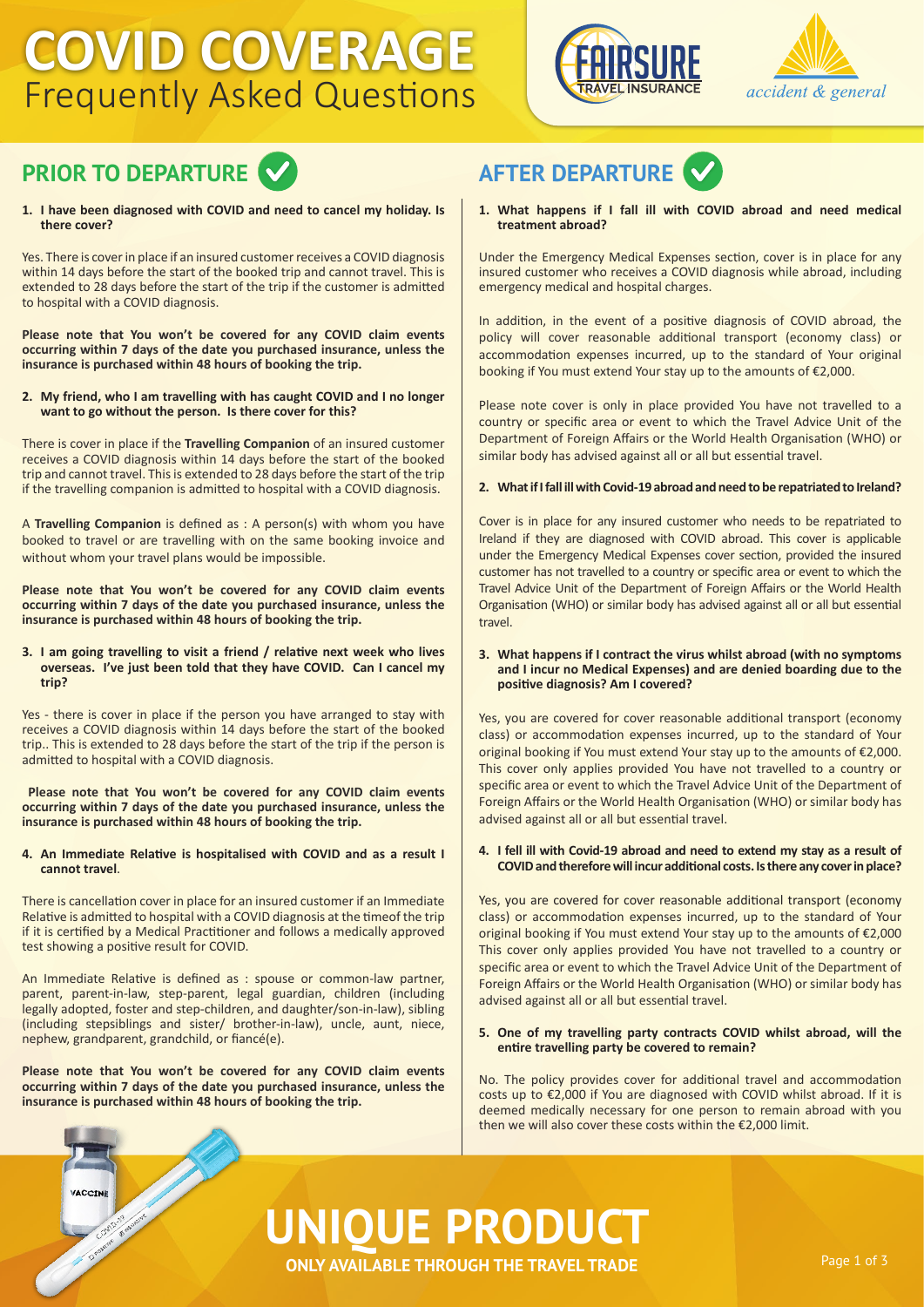# COVID COVERAGE

## Frequently Asked Questions

FAIRSURE TRAVEL INSURANCE

accident & general

## PRIOR TO DEPARTURE

**1. I have been diagnosed with COVID and need to cancel my holiday. Is there cover?**

Yes. There is cover in place if an insured customer receives a COVID diagnosis within 14 days before the start of the booked trip and cannot travel. This is extended to 28 days before the start of the trip if the customer is admitted to hospital with a COVID diagnosis.

**Please note that You won't be covered for any COVID claim events occurring within 7 days of the date you purchased insurance, unless the insurance is purchased within 48 hours of booking the trip.**

**2. My friend, who I am travelling with has caught COVID and I no longer want to go without the person. Is there cover for this?**

There is cover in place if the **Travelling Companion** of an insured customer receives a COVID diagnosis within 14 days before the start of the booked trip and cannot travel. This is extended to 28 days before the start of the trip if the travelling companion is admitted to hospital with a COVID diagnosis.

A **Travelling Companion** is defined as : A person(s) with whom you have booked to travel or are travelling with on the same booking invoice and without whom your travel plans would be impossible.

**Please note that You won't be covered for any COVID claim events occurring within 7 days of the date you purchased insurance, unless the insurance is purchased within 48 hours of booking the trip.**

**3. I am going travelling to visit a friend / relative next week who lives overseas. I've just been told that they have COVID. Can I cancel my trip?**

Yes - there is cover in place if the person you have arranged to stay with receives a COVID diagnosis within 14 days before the start of the booked trip.. This is extended to 28 days before the start of the trip if the person is admitted to hospital with a COVID diagnosis.

**Please note that You won't be covered for any COVID claim events occurring within 7 days of the date you purchased insurance, unless the insurance is purchased within 48 hours of booking the trip.**

**4. An Immediate Relative is hospitalised with COVID and as a result I cannot travel.**

There is cancellation cover in place for an insured customer if an Immediate Relative is admitted to hospital with a COVID diagnosis at the timeof the trip if it is certified by a Medical Practitioner and follows a medically approved test showing a positive result for COVID.

An Immediate Relative is defined as : spouse or common-law partner, parent, parent-in-law, step-parent, legal guardian, children (including legally adopted, foster and step-children, and daughter/son-in-law), sibling (including stepsiblings and sister/ brother-in-law), uncle, aunt, niece, nephew, grandparent, grandchild, or fiancé(e).

**Please note that You won't be covered for any COVID claim events occurring within 7 days of the date you purchased insurance, unless the insurance is purchased within 48 hours of booking the trip.**

## AFTER DEPARTURE

**1. What happens if I fall ill with COVID abroad and need medical treatment abroad?**

Under the Emergency Medical Expenses section, cover is in place for any insured customer who receives a COVID diagnosis while abroad, including emergency medical and hospital charges.

In addition, in the event of a positive diagnosis of COVID abroad, the policy will cover reasonable additional transport (economy class) or accommodation expenses incurred, up to the standard of Your original booking if You must extend Your stay up to the amounts of €2,000.

Please note cover is only in place provided You have not travelled to a country or specific area or event to which the Travel Advice Unit of the Department of Foreign Affairs or the World Health Organisation (WHO) or similar body has advised against all or all but essential travel.

**2. What if I fall ill with Covid-19 abroad and need to be repatriated to Ireland?**

Cover is in place for any insured customer who needs to be repatriated to Ireland if they are diagnosed with COVID abroad. This cover is applicable under the Emergency Medical Expenses cover section, provided the insured customer has not travelled to a country or specific area or event to which the Travel Advice Unit of the Department of Foreign Affairs or the World Health Organisation (WHO) or similar body has advised against all or all but essential travel.

**3. What happens if I contract the virus whilst abroad (with no symptoms and I incur no Medical Expenses) and are denied boarding due to the positive diagnosis? Am I covered?**

Yes, you are covered for cover reasonable additional transport (economy class) or accommodation expenses incurred, up to the standard of Your original booking if You must extend Your stay up to the amounts of €2,000. This cover only applies provided You have not travelled to a country or specific area or event to which the Travel Advice Unit of the Department of Foreign Affairs or the World Health Organisation (WHO) or similar body has advised against all or all but essential travel.

**4. I fell ill with Covid-19 abroad and need to extend my stay as a result of COVID and therefore will incur additional costs. Is there any cover in place?**

Yes, you are covered for cover reasonable additional transport (economy class) or accommodation expenses incurred, up to the standard of Your original booking if You must extend Your stay up to the amounts of €2,000 This cover only applies provided You have not travelled to a country or specific area or event to which the Travel Advice Unit of the Department of Foreign Affairs or the World Health Organisation (WHO) or similar body has advised against all or all but essential travel.

**5. One of my travelling party contracts COVID whilst abroad, will the entire travelling party be covered to remain?**

No. The policy provides cover for additional travel and accommodation costs up to €2,000 if You are diagnosed with COVID whilst abroad. If it is deemed medically necessary for one person to remain abroad with you then we will also cover these costs within the €2,000 limit.

# UNIQUE PRODUCT

**ONLY AVAILABLE THROUGH THE TRAVEL TRADE**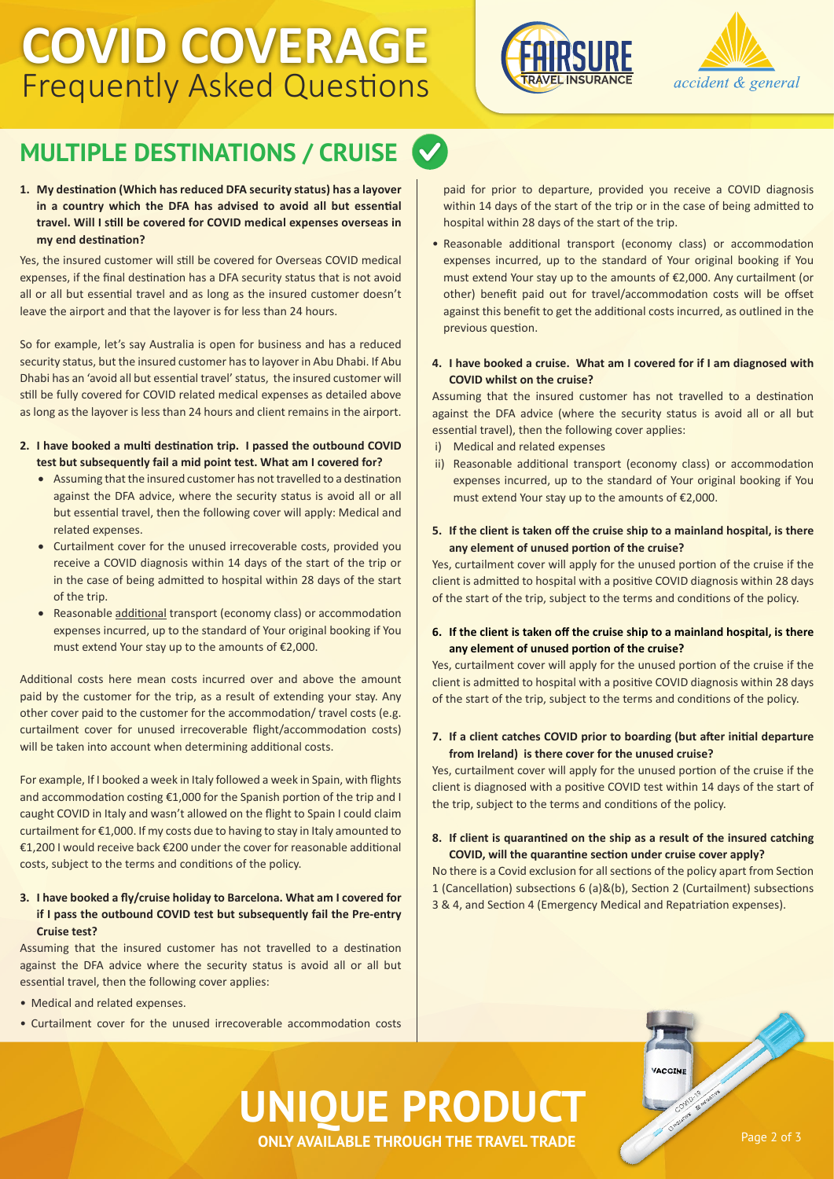# COVID COVERAGE
Frequently Asked Questions

## MULTIPLE DESTINATIONS / CRUISE

**1. My destination (Which has reduced DFA security status) has a layover in a country which the DFA has advised to avoid all but essential travel. Will I still be covered for COVID medical expenses overseas in my end destination?**

Yes, the insured customer will still be covered for Overseas COVID medical expenses, if the final destination has a DFA security status that is not avoid all or all but essential travel and as long as the insured customer doesn't leave the airport and that the layover is for less than 24 hours.

So for example, let's say Australia is open for business and has a reduced security status, but the insured customer has to layover in Abu Dhabi. If Abu Dhabi has an 'avoid all but essential travel' status, the insured customer will still be fully covered for COVID related medical expenses as detailed above as long as the layover is less than 24 hours and client remains in the airport.

**2. I have booked a multi destination trip. I passed the outbound COVID test but subsequently fail a mid point test. What am I covered for?**

- Assuming that the insured customer has not travelled to a destination against the DFA advice, where the security status is avoid all or all but essential travel, then the following cover will apply: Medical and related expenses.
- Curtailment cover for the unused irrecoverable costs, provided you receive a COVID diagnosis within 14 days of the start of the trip or in the case of being admitted to hospital within 28 days of the start of the trip.
- Reasonable additional transport (economy class) or accommodation expenses incurred, up to the standard of Your original booking if You must extend Your stay up to the amounts of €2,000.

Additional costs here mean costs incurred over and above the amount paid by the customer for the trip, as a result of extending your stay. Any other cover paid to the customer for the accommodation/ travel costs (e.g. curtailment cover for unused irrecoverable flight/accommodation costs) will be taken into account when determining additional costs.

For example, If I booked a week in Italy followed a week in Spain, with flights and accommodation costing €1,000 for the Spanish portion of the trip and I caught COVID in Italy and wasn't allowed on the flight to Spain I could claim curtailment for €1,000. If my costs due to having to stay in Italy amounted to €1,200 I would receive back €200 under the cover for reasonable additional costs, subject to the terms and conditions of the policy.

**3. I have booked a fly/cruise holiday to Barcelona. What am I covered for if I pass the outbound COVID test but subsequently fail the Pre-entry Cruise test?**

Assuming that the insured customer has not travelled to a destination against the DFA advice where the security status is avoid all or all but essential travel, then the following cover applies:

- Medical and related expenses.
- Curtailment cover for the unused irrecoverable accommodation costs paid for prior to departure, provided you receive a COVID diagnosis within 14 days of the start of the trip or in the case of being admitted to hospital within 28 days of the start of the trip.
- Reasonable additional transport (economy class) or accommodation expenses incurred, up to the standard of Your original booking if You must extend Your stay up to the amounts of €2,000. Any curtailment (or other) benefit paid out for travel/accommodation costs will be offset against this benefit to get the additional costs incurred, as outlined in the previous question.

**4. I have booked a cruise. What am I covered for if I am diagnosed with COVID whilst on the cruise?**

Assuming that the insured customer has not travelled to a destination against the DFA advice (where the security status is avoid all or all but essential travel), then the following cover applies:

i) Medical and related expenses
ii) Reasonable additional transport (economy class) or accommodation expenses incurred, up to the standard of Your original booking if You must extend Your stay up to the amounts of €2,000.

**5. If the client is taken off the cruise ship to a mainland hospital, is there any element of unused portion of the cruise?**

Yes, curtailment cover will apply for the unused portion of the cruise if the client is admitted to hospital with a positive COVID diagnosis within 28 days of the start of the trip, subject to the terms and conditions of the policy.

**6. If the client is taken off the cruise ship to a mainland hospital, is there any element of unused portion of the cruise?**

Yes, curtailment cover will apply for the unused portion of the cruise if the client is admitted to hospital with a positive COVID diagnosis within 28 days of the start of the trip, subject to the terms and conditions of the policy.

**7. If a client catches COVID prior to boarding (but after initial departure from Ireland) is there cover for the unused cruise?**

Yes, curtailment cover will apply for the unused portion of the cruise if the client is diagnosed with a positive COVID test within 14 days of the start of the trip, subject to the terms and conditions of the policy.

**8. If client is quarantined on the ship as a result of the insured catching COVID, will the quarantine section under cruise cover apply?**

No there is a Covid exclusion for all sections of the policy apart from Section 1 (Cancellation) subsections 6 (a)&(b), Section 2 (Curtailment) subsections 3 & 4, and Section 4 (Emergency Medical and Repatriation expenses).

# UNIQUE PRODUCT

**ONLY AVAILABLE THROUGH THE TRAVEL TRADE**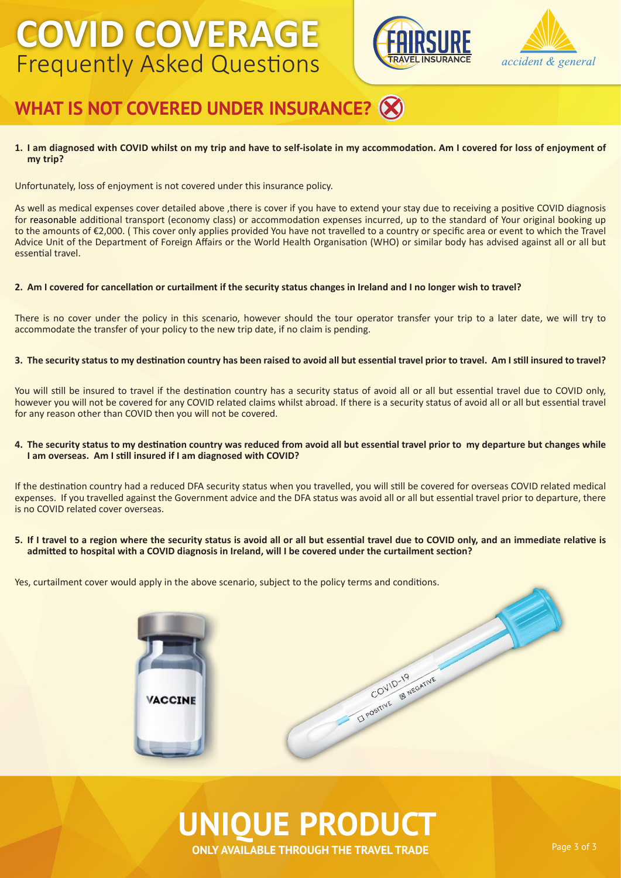# COVID COVERAGE
## Frequently Asked Questions

## WHAT IS NOT COVERED UNDER INSURANCE?

**1. I am diagnosed with COVID whilst on my trip and have to self-isolate in my accommodation. Am I covered for loss of enjoyment of my trip?**

Unfortunately, loss of enjoyment is not covered under this insurance policy.

As well as medical expenses cover detailed above ,there is cover if you have to extend your stay due to receiving a positive COVID diagnosis for reasonable additional transport (economy class) or accommodation expenses incurred, up to the standard of Your original booking up to the amounts of €2,000. ( This cover only applies provided You have not travelled to a country or specific area or event to which the Travel Advice Unit of the Department of Foreign Affairs or the World Health Organisation (WHO) or similar body has advised against all or all but essential travel.

**2. Am I covered for cancellation or curtailment if the security status changes in Ireland and I no longer wish to travel?**

There is no cover under the policy in this scenario, however should the tour operator transfer your trip to a later date, we will try to accommodate the transfer of your policy to the new trip date, if no claim is pending.

**3. The security status to my destination country has been raised to avoid all but essential travel prior to travel. Am I still insured to travel?**

You will still be insured to travel if the destination country has a security status of avoid all or all but essential travel due to COVID only, however you will not be covered for any COVID related claims whilst abroad. If there is a security status of avoid all or all but essential travel for any reason other than COVID then you will not be covered.

**4. The security status to my destination country was reduced from avoid all but essential travel prior to my departure but changes while I am overseas. Am I still insured if I am diagnosed with COVID?**

If the destination country had a reduced DFA security status when you travelled, you will still be covered for overseas COVID related medical expenses. If you travelled against the Government advice and the DFA status was avoid all or all but essential travel prior to departure, there is no COVID related cover overseas.

**5. If I travel to a region where the security status is avoid all or all but essential travel due to COVID only, and an immediate relative is admitted to hospital with a COVID diagnosis in Ireland, will I be covered under the curtailment section?**

Yes, curtailment cover would apply in the above scenario, subject to the policy terms and conditions.

# UNIQUE PRODUCT

**ONLY AVAILABLE THROUGH THE TRAVEL TRADE**